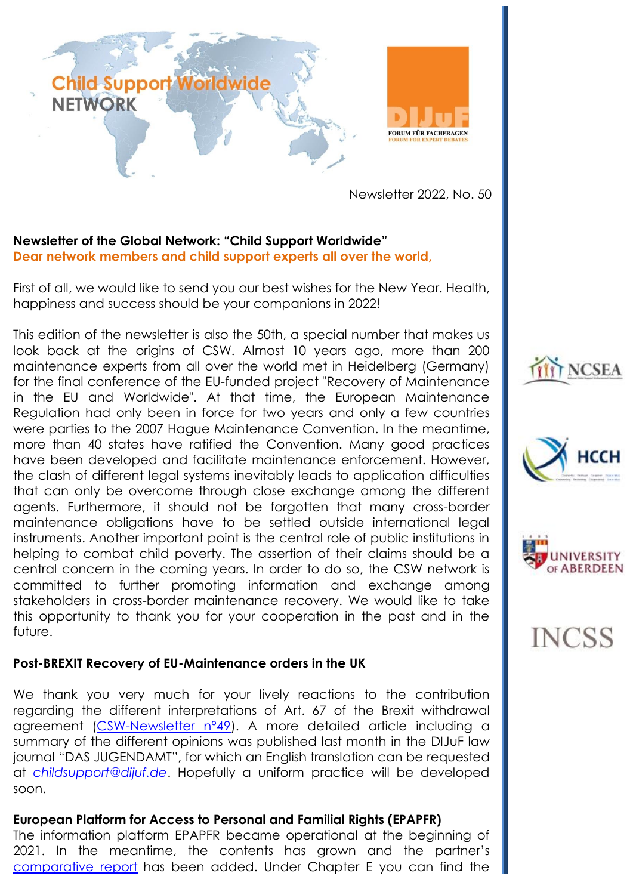Child Support Worldwide NETWORK

FORUM FÜR FACHFRAGEN
FORUM FOR EXPERT DEBATES

Newsletter 2022, No. 50

**Newsletter of the Global Network: "Child Support Worldwide"**
**Dear network members and child support experts all over the world,**

First of all, we would like to send you our best wishes for the New Year. Health, happiness and success should be your companions in 2022!

This edition of the newsletter is also the 50th, a special number that makes us look back at the origins of CSW. Almost 10 years ago, more than 200 maintenance experts from all over the world met in Heidelberg (Germany) for the final conference of the EU-funded project "Recovery of Maintenance in the EU and Worldwide". At that time, the European Maintenance Regulation had only been in force for two years and only a few countries were parties to the 2007 Hague Maintenance Convention. In the meantime, more than 40 states have ratified the Convention. Many good practices have been developed and facilitate maintenance enforcement. However, the clash of different legal systems inevitably leads to application difficulties that can only be overcome through close exchange among the different agents. Furthermore, it should not be forgotten that many cross-border maintenance obligations have to be settled outside international legal instruments. Another important point is the central role of public institutions in helping to combat child poverty. The assertion of their claims should be a central concern in the coming years. In order to do so, the CSW network is committed to further promoting information and exchange among stakeholders in cross-border maintenance recovery. We would like to take this opportunity to thank you for your cooperation in the past and in the future.

**Post-BREXIT Recovery of EU-Maintenance orders in the UK**

We thank you very much for your lively reactions to the contribution regarding the different interpretations of Art. 67 of the Brexit withdrawal agreement (CSW-Newsletter n°49). A more detailed article including a summary of the different opinions was published last month in the DIJuF law journal "DAS JUGENDAMT", for which an English translation can be requested at *childsupport@dijuf.de*. Hopefully a uniform practice will be developed soon.

**European Platform for Access to Personal and Familial Rights (EPAPFR)**
The information platform EPAPFR became operational at the beginning of 2021. In the meantime, the contents has grown and the partner's comparative report has been added. Under Chapter E you can find the

NCSEA

HCCH

UNIVERSITY OF ABERDEEN

INCSS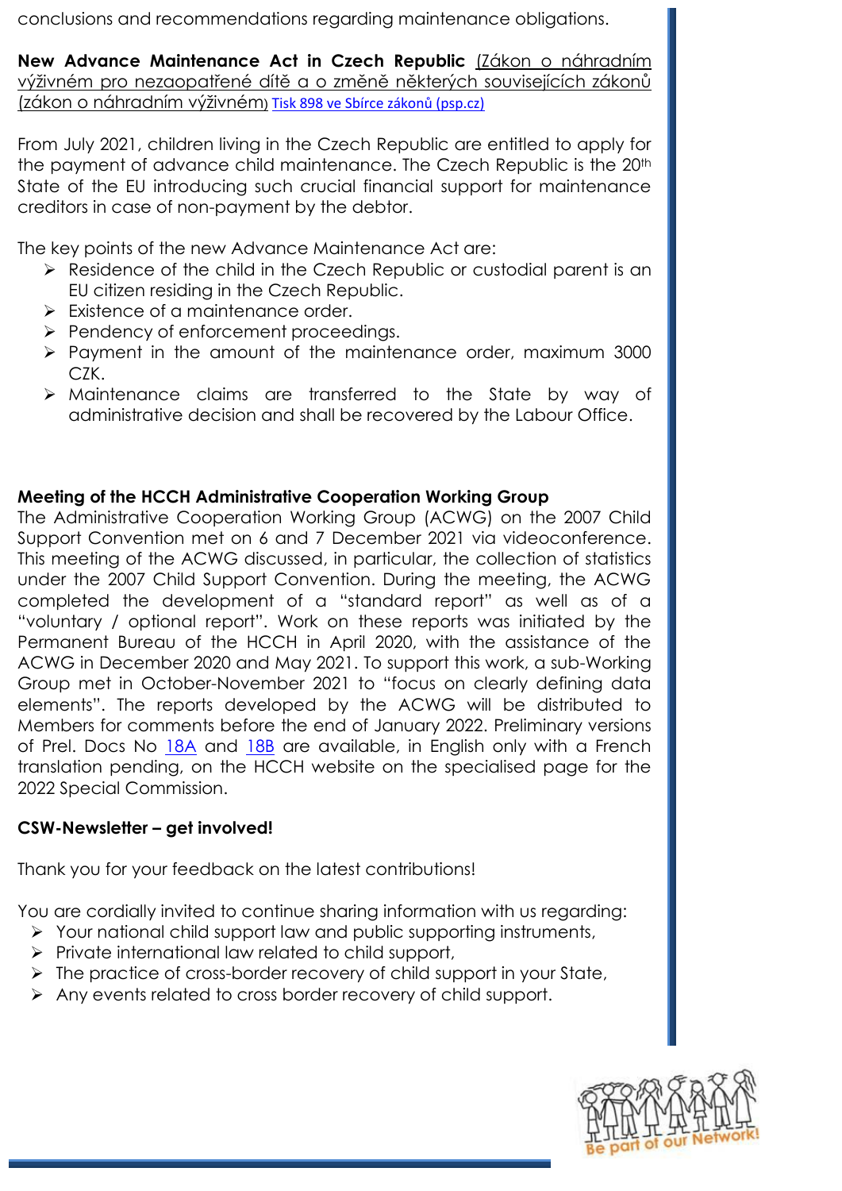conclusions and recommendations regarding maintenance obligations.

**New Advance Maintenance Act in Czech Republic** (Zákon o náhradním výživném pro nezaopatřené dítě a o změně některých souvisejících zákonů (zákon o náhradním výživném) Tisk 898 ve Sbírce zákonů (psp.cz)

From July 2021, children living in the Czech Republic are entitled to apply for the payment of advance child maintenance. The Czech Republic is the 20th State of the EU introducing such crucial financial support for maintenance creditors in case of non-payment by the debtor.

The key points of the new Advance Maintenance Act are:

- Residence of the child in the Czech Republic or custodial parent is an EU citizen residing in the Czech Republic.
- Existence of a maintenance order.
- Pendency of enforcement proceedings.
- Payment in the amount of the maintenance order, maximum 3000 CZK.
- Maintenance claims are transferred to the State by way of administrative decision and shall be recovered by the Labour Office.

**Meeting of the HCCH Administrative Cooperation Working Group**

The Administrative Cooperation Working Group (ACWG) on the 2007 Child Support Convention met on 6 and 7 December 2021 via videoconference. This meeting of the ACWG discussed, in particular, the collection of statistics under the 2007 Child Support Convention. During the meeting, the ACWG completed the development of a "standard report" as well as of a "voluntary / optional report". Work on these reports was initiated by the Permanent Bureau of the HCCH in April 2020, with the assistance of the ACWG in December 2020 and May 2021. To support this work, a sub-Working Group met in October-November 2021 to "focus on clearly defining data elements". The reports developed by the ACWG will be distributed to Members for comments before the end of January 2022. Preliminary versions of Prel. Docs No 18A and 18B are available, in English only with a French translation pending, on the HCCH website on the specialised page for the 2022 Special Commission.

**CSW-Newsletter – get involved!**

Thank you for your feedback on the latest contributions!

You are cordially invited to continue sharing information with us regarding:

- Your national child support law and public supporting instruments,
- Private international law related to child support,
- The practice of cross-border recovery of child support in your State,
- Any events related to cross border recovery of child support.

Be part of our Network!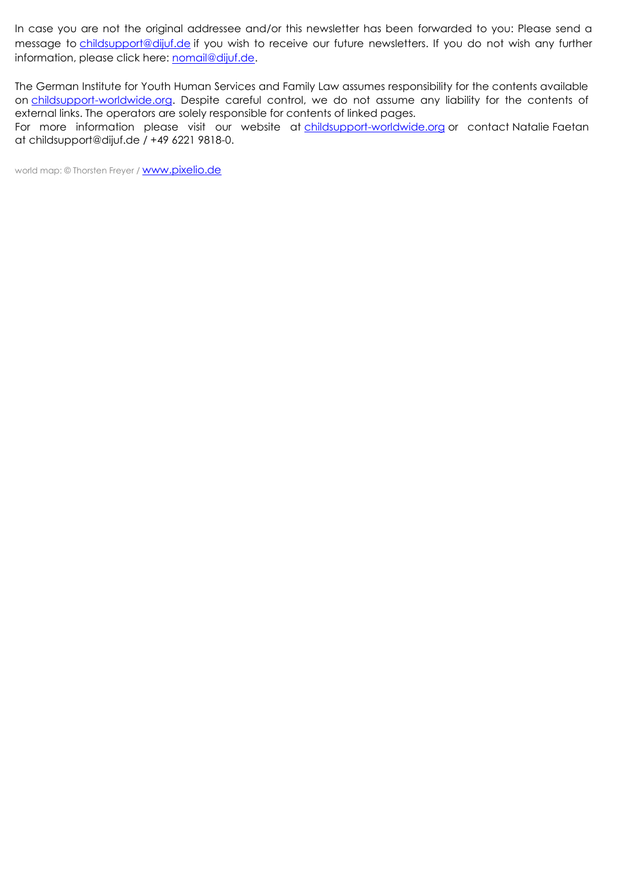In case you are not the original addressee and/or this newsletter has been forwarded to you: Please send a message to childsupport@dijuf.de if you wish to receive our future newsletters. If you do not wish any further information, please click here: nomail@dijuf.de.

The German Institute for Youth Human Services and Family Law assumes responsibility for the contents available on childsupport-worldwide.org. Despite careful control, we do not assume any liability for the contents of external links. The operators are solely responsible for contents of linked pages.
For more information please visit our website at childsupport-worldwide.org or contact Natalie Faetan at childsupport@dijuf.de / +49 6221 9818-0.

world map: © Thorsten Freyer / www.pixelio.de